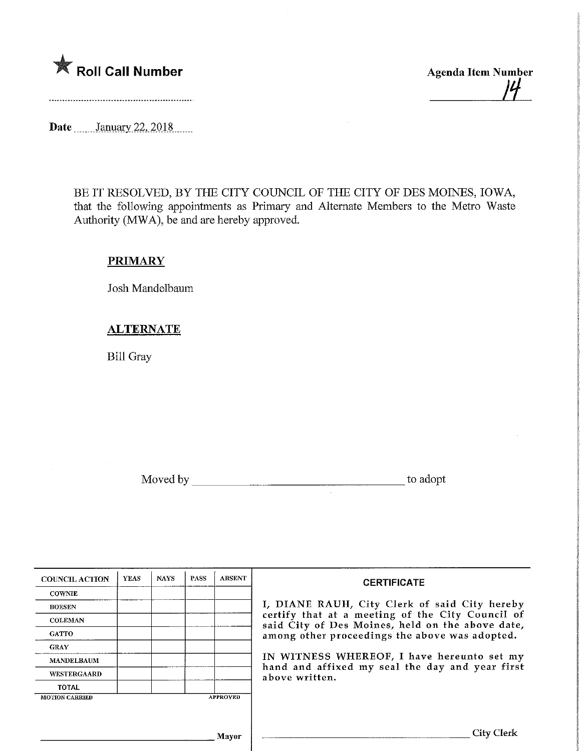★ **Roll Call Number**

..........................................................

**Agenda Item Number**

14

**Date** January 22, 2018

BE IT RESOLVED, BY THE CITY COUNCIL OF THE CITY OF DES MOINES, IOWA, that the following appointments as Primary and Alternate Members to the Metro Waste Authority (MWA), be and are hereby approved.

**PRIMARY**

Josh Mandelbaum

**ALTERNATE**

Bill Gray

Moved by ______________________________ to adopt

| COUNCIL ACTION | YEAS | NAYS | PASS | ABSENT |
|---|---|---|---|---|
| COWNIE | | | | |
| BOESEN | | | | |
| COLEMAN | | | | |
| GATTO | | | | |
| GRAY | | | | |
| MANDELBAUM | | | | |
| WESTERGAARD | | | | |
| TOTAL | | | | |

MOTION CARRIED APPROVED

______________________________ Mayor

**CERTIFICATE**

I, DIANE RAUH, City Clerk of said City hereby certify that at a meeting of the City Council of said City of Des Moines, held on the above date, among other proceedings the above was adopted.

IN WITNESS WHEREOF, I have hereunto set my hand and affixed my seal the day and year first above written.

______________________________ City Clerk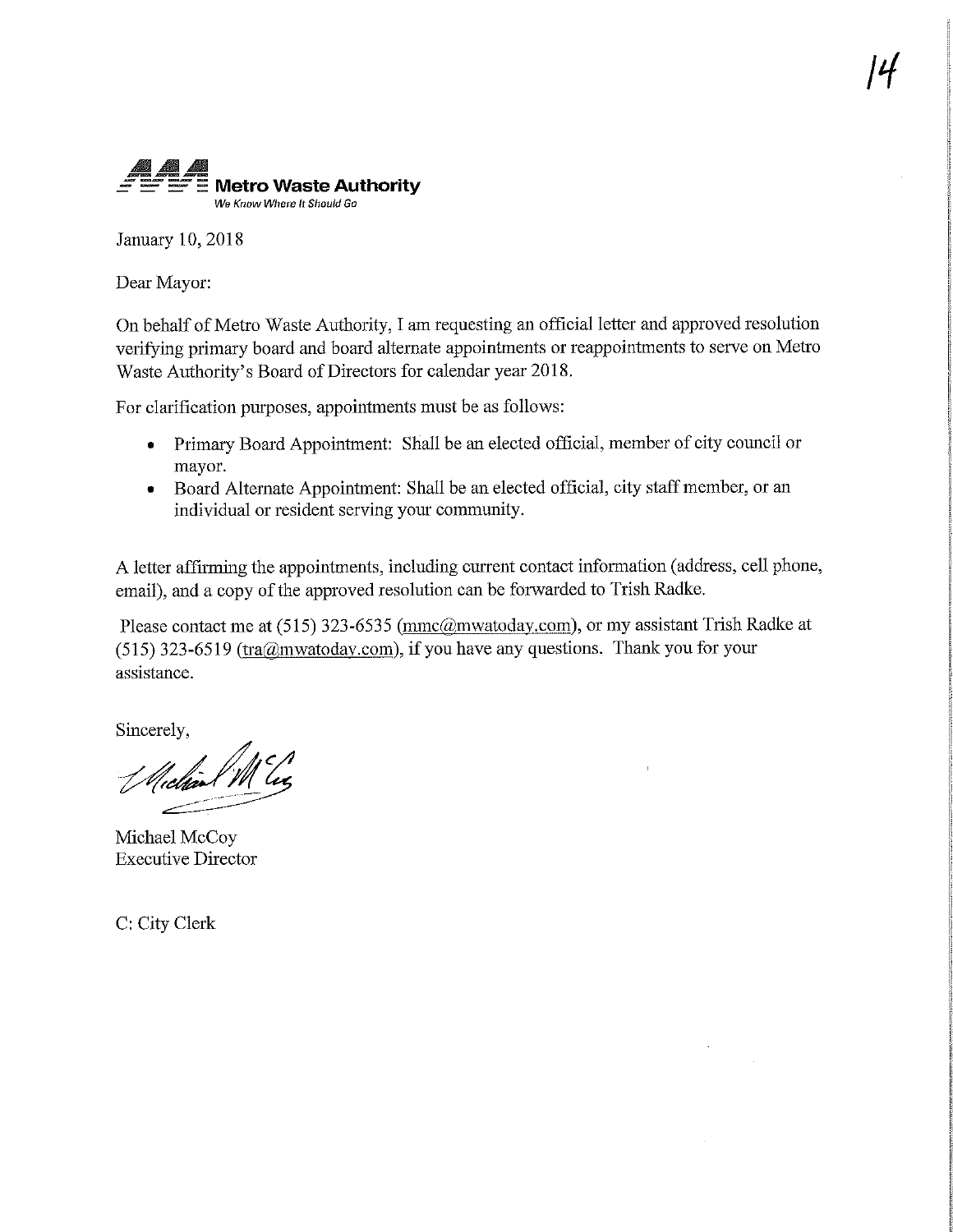**Metro Waste Authority**

*We Know Where It Should Go*

January 10, 2018

Dear Mayor:

On behalf of Metro Waste Authority, I am requesting an official letter and approved resolution verifying primary board and board alternate appointments or reappointments to serve on Metro Waste Authority's Board of Directors for calendar year 2018.

For clarification purposes, appointments must be as follows:

- Primary Board Appointment: Shall be an elected official, member of city council or mayor.
- Board Alternate Appointment: Shall be an elected official, city staff member, or an individual or resident serving your community.

A letter affirming the appointments, including current contact information (address, cell phone, email), and a copy of the approved resolution can be forwarded to Trish Radke.

Please contact me at (515) 323-6535 (mmc@mwatoday.com), or my assistant Trish Radke at (515) 323-6519 (tra@mwatoday.com), if you have any questions. Thank you for your assistance.

Sincerely,

Michael McCoy
Executive Director

C: City Clerk